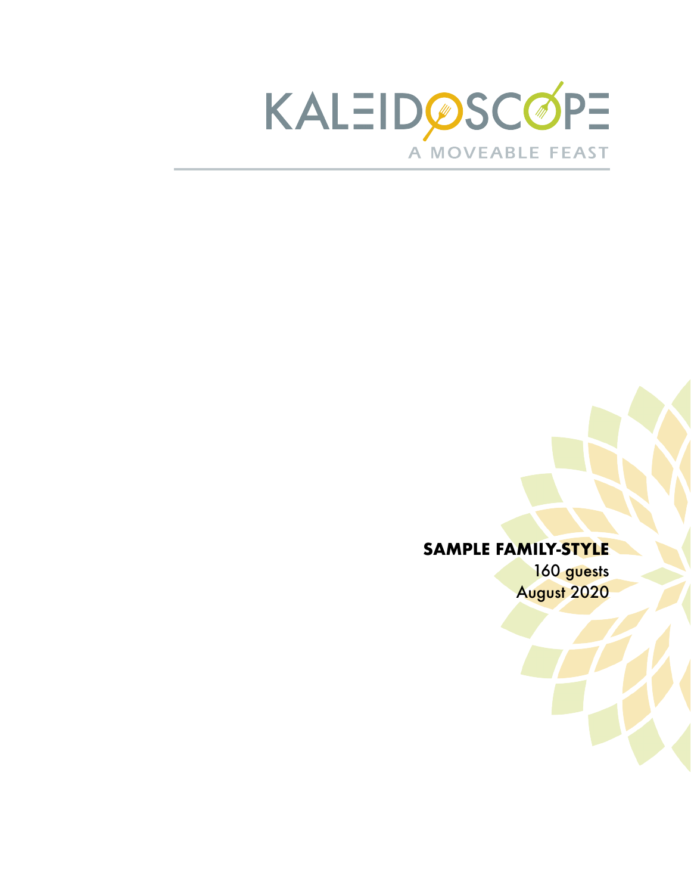# KALEIDOSCOPE

A MOVEABLE FEAST

**SAMPLE FAMILY-STYLE**

160 guests

August 2020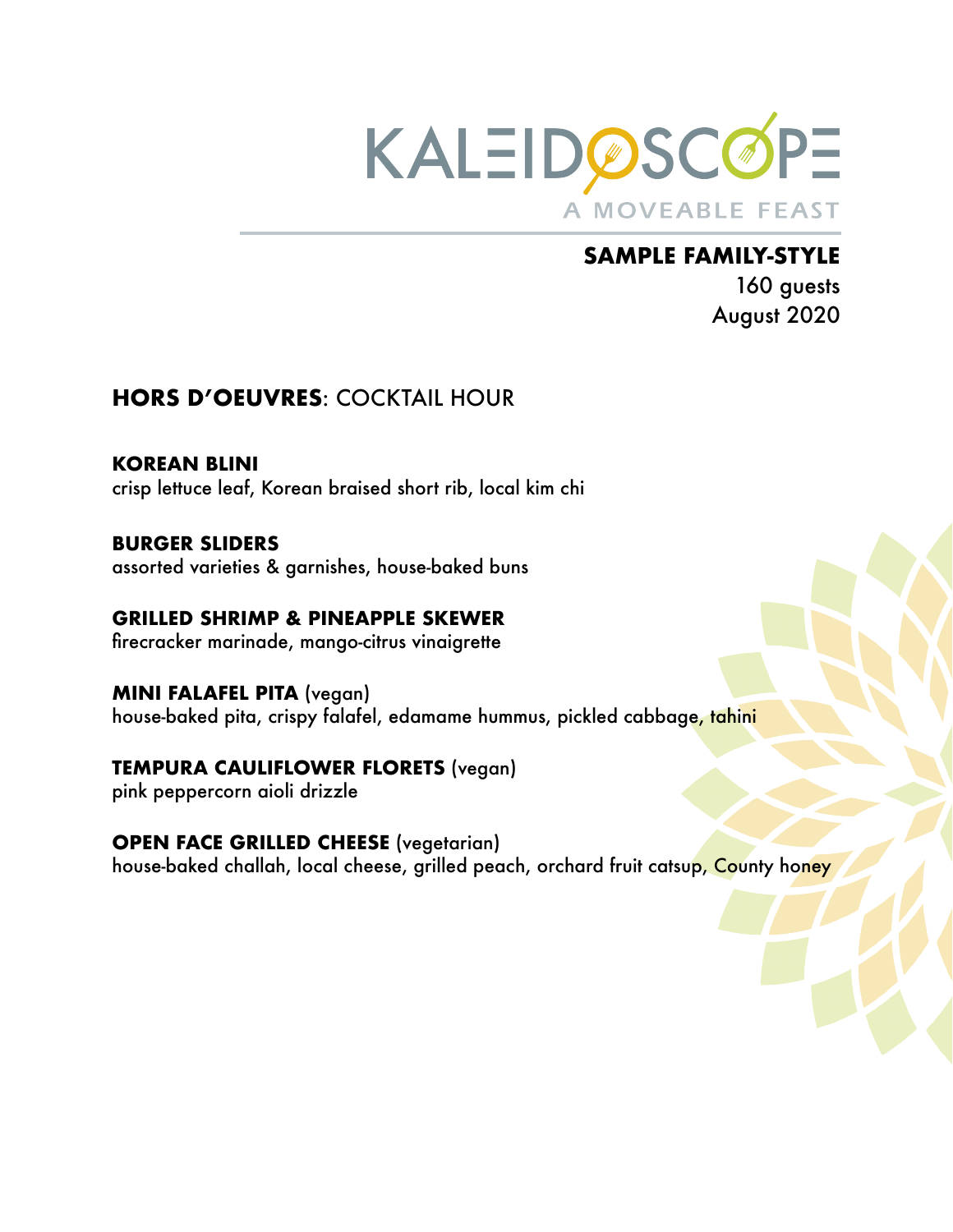# KALEIDOSCOPE
A MOVEABLE FEAST

**SAMPLE FAMILY-STYLE**
160 guests
August 2020

## HORS D'OEUVRES: COCKTAIL HOUR

**KOREAN BLINI**
crisp lettuce leaf, Korean braised short rib, local kim chi

**BURGER SLIDERS**
assorted varieties & garnishes, house-baked buns

**GRILLED SHRIMP & PINEAPPLE SKEWER**
firecracker marinade, mango-citrus vinaigrette

**MINI FALAFEL PITA** (vegan)
house-baked pita, crispy falafel, edamame hummus, pickled cabbage, tahini

**TEMPURA CAULIFLOWER FLORETS** (vegan)
pink peppercorn aioli drizzle

**OPEN FACE GRILLED CHEESE** (vegetarian)
house-baked challah, local cheese, grilled peach, orchard fruit catsup, County honey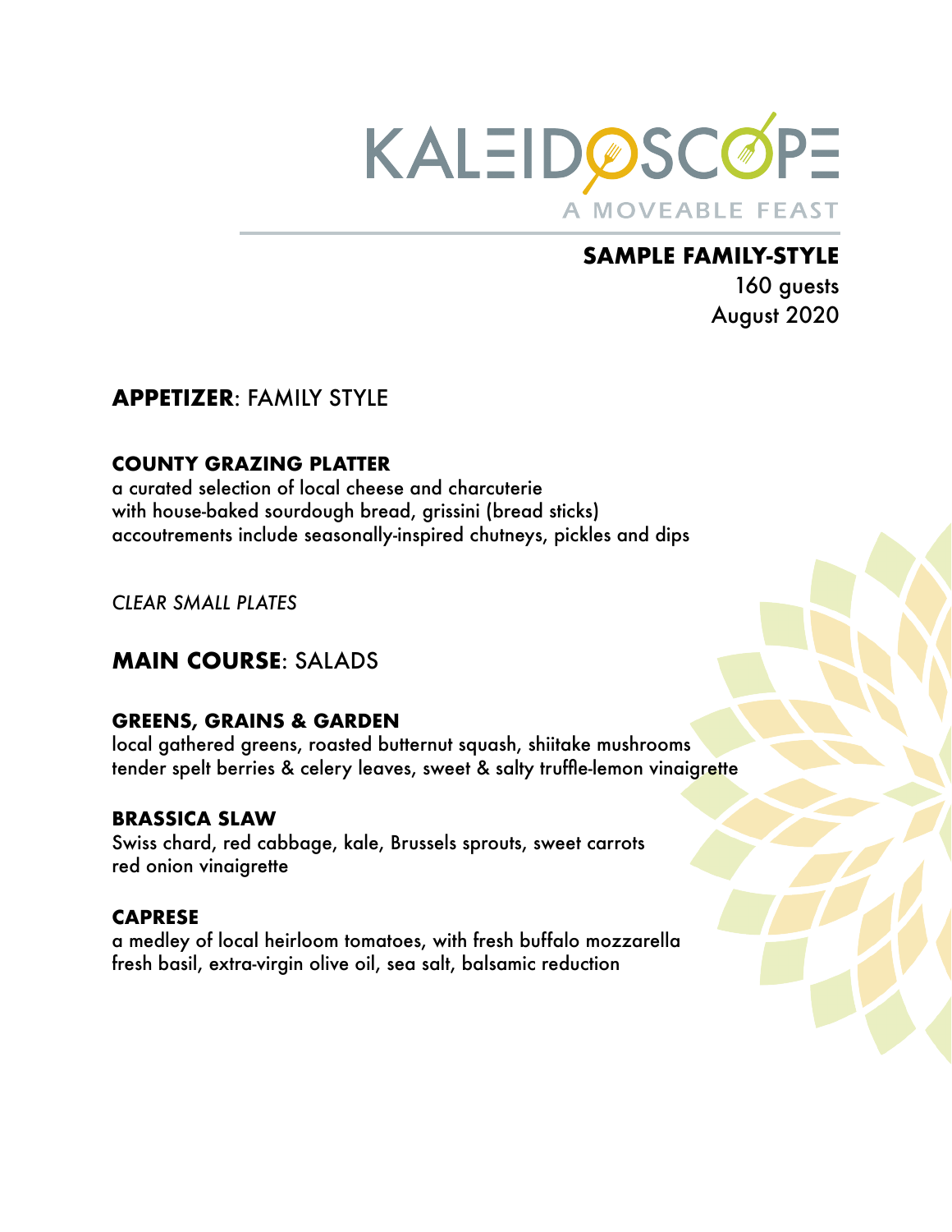# KALEIDOSCOPE

A MOVEABLE FEAST

**SAMPLE FAMILY-STYLE**
160 guests
August 2020

## **APPETIZER**: FAMILY STYLE

### COUNTY GRAZING PLATTER

a curated selection of local cheese and charcuterie
with house-baked sourdough bread, grissini (bread sticks)
accoutrements include seasonally-inspired chutneys, pickles and dips

*CLEAR SMALL PLATES*

## **MAIN COURSE**: SALADS

### GREENS, GRAINS & GARDEN

local gathered greens, roasted butternut squash, shiitake mushrooms
tender spelt berries & celery leaves, sweet & salty truffle-lemon vinaigrette

### BRASSICA SLAW

Swiss chard, red cabbage, kale, Brussels sprouts, sweet carrots
red onion vinaigrette

### CAPRESE

a medley of local heirloom tomatoes, with fresh buffalo mozzarella
fresh basil, extra-virgin olive oil, sea salt, balsamic reduction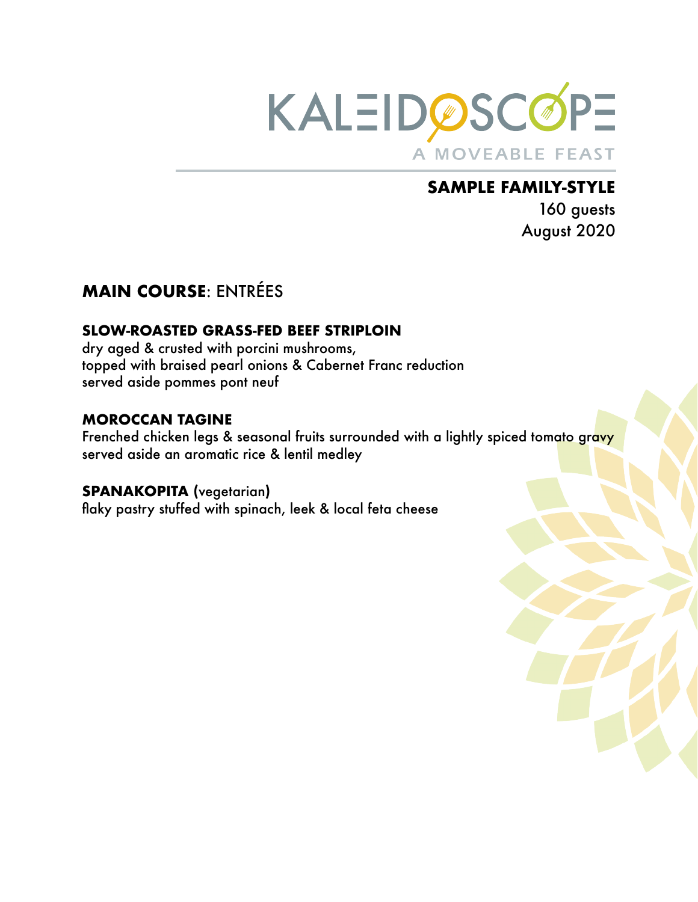KALEIDOSCOPE

A MOVEABLE FEAST

**SAMPLE FAMILY-STYLE**

160 guests

August 2020

## **MAIN COURSE**: ENTRÉES

### SLOW-ROASTED GRASS-FED BEEF STRIPLOIN

dry aged & crusted with porcini mushrooms,
topped with braised pearl onions & Cabernet Franc reduction
served aside pommes pont neuf

### MOROCCAN TAGINE

Frenched chicken legs & seasonal fruits surrounded with a lightly spiced tomato gravy
served aside an aromatic rice & lentil medley

### SPANAKOPITA (vegetarian)

flaky pastry stuffed with spinach, leek & local feta cheese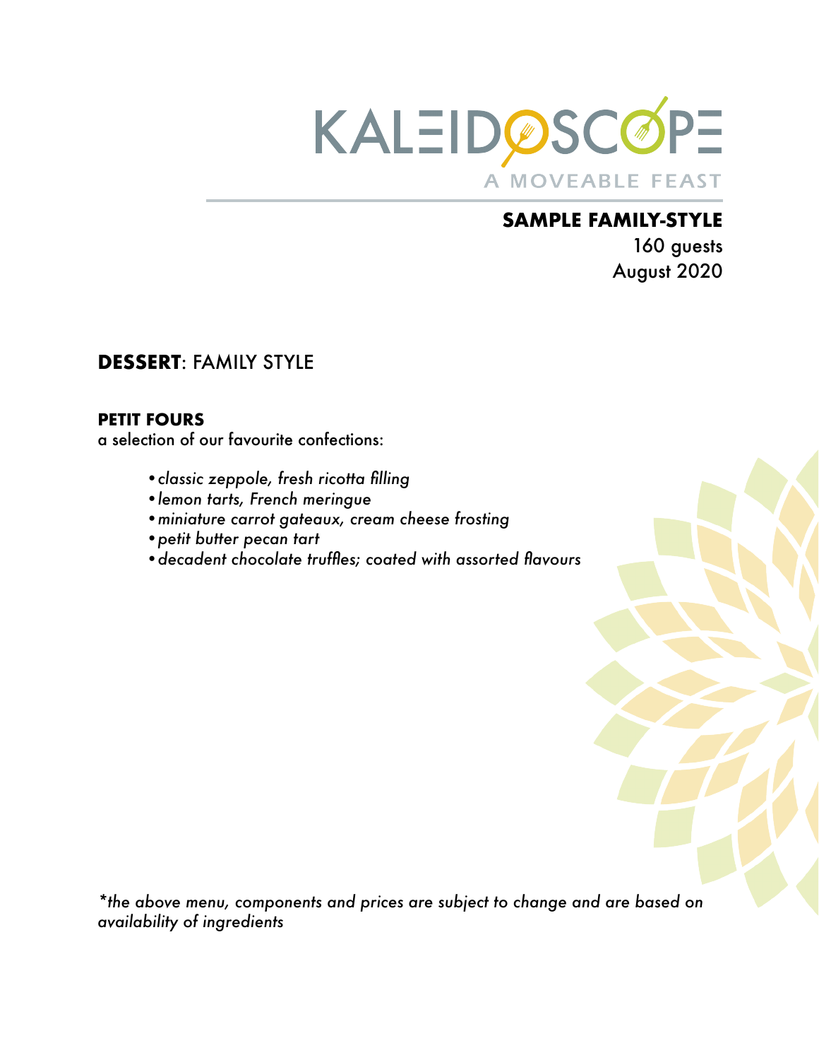# KALEIDOSCOPE

A MOVEABLE FEAST

**SAMPLE FAMILY-STYLE**
160 guests
August 2020

## DESSERT: FAMILY STYLE

**PETIT FOURS**
a selection of our favourite confections:

- *classic zeppole, fresh ricotta filling*
- *lemon tarts, French meringue*
- *miniature carrot gateaux, cream cheese frosting*
- *petit butter pecan tart*
- *decadent chocolate truffles; coated with assorted flavours*

*\*the above menu, components and prices are subject to change and are based on availability of ingredients*